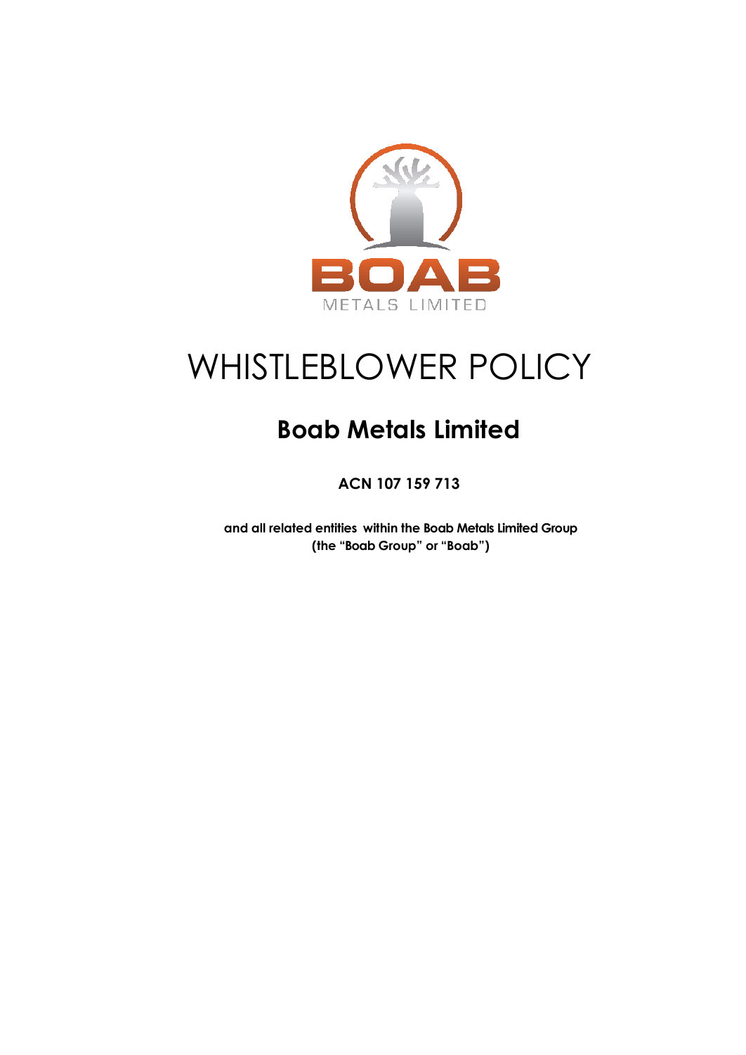# WHISTLEBLOWER POLICY

## Boab Metals Limited

**ACN 107 159 713**

**and all related entities within the Boab Metals Limited Group (the "Boab Group" or "Boab")**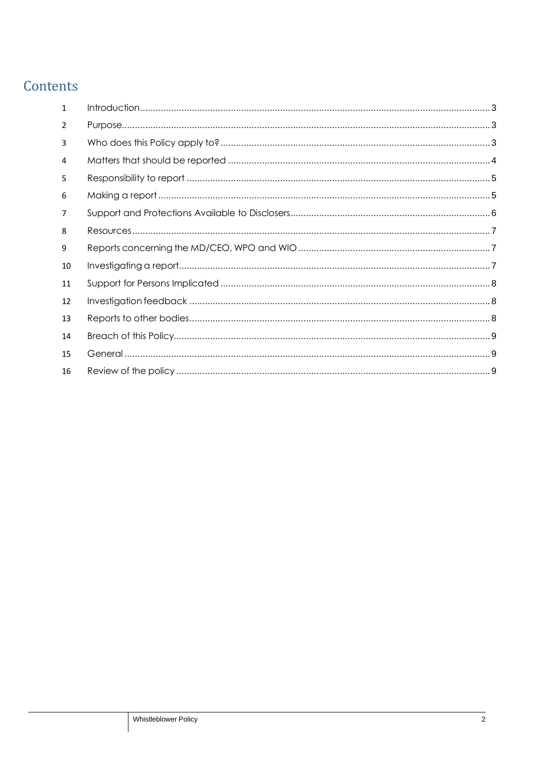## Contents

| | | |
|---|---|---|
| 1 | Introduction | 3 |
| 2 | Purpose | 3 |
| 3 | Who does this Policy apply to? | 3 |
| 4 | Matters that should be reported | 4 |
| 5 | Responsibility to report | 5 |
| 6 | Making a report | 5 |
| 7 | Support and Protections Available to Disclosers | 6 |
| 8 | Resources | 7 |
| 9 | Reports concerning the MD/CEO, WPO and WIO | 7 |
| 10 | Investigating a report | 7 |
| 11 | Support for Persons Implicated | 8 |
| 12 | Investigation feedback | 8 |
| 13 | Reports to other bodies | 8 |
| 14 | Breach of this Policy | 9 |
| 15 | General | 9 |
| 16 | Review of the policy | 9 |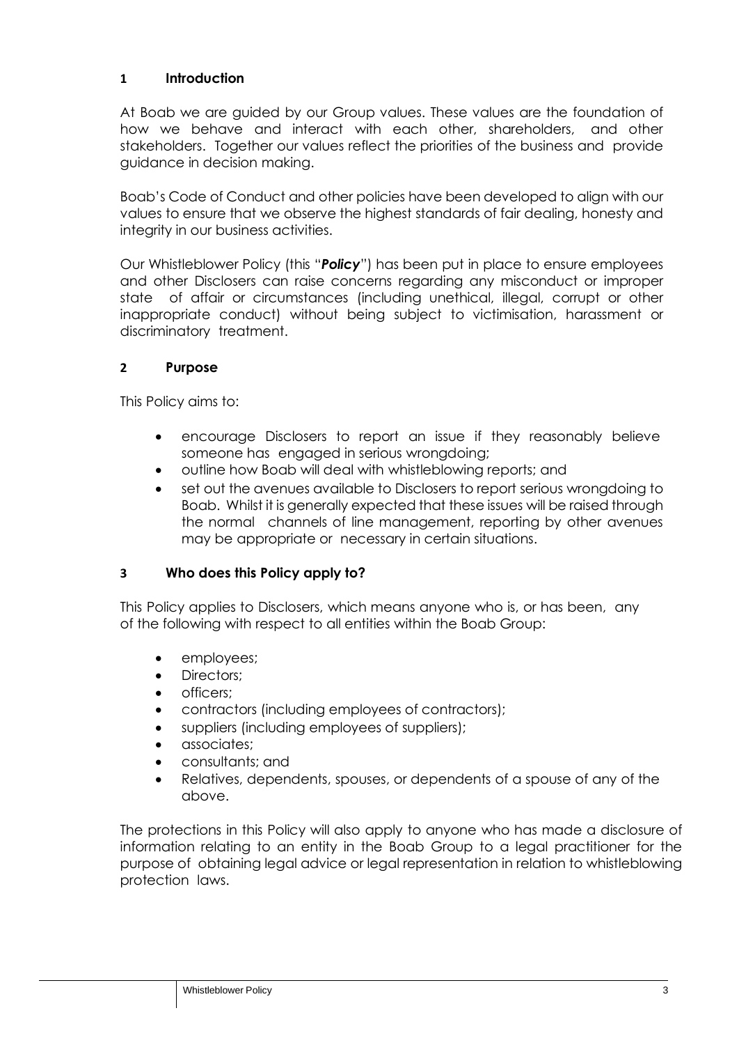## 1 Introduction

At Boab we are guided by our Group values. These values are the foundation of how we behave and interact with each other, shareholders, and other stakeholders. Together our values reflect the priorities of the business and provide guidance in decision making.

Boab's Code of Conduct and other policies have been developed to align with our values to ensure that we observe the highest standards of fair dealing, honesty and integrity in our business activities.

Our Whistleblower Policy (this "***Policy***") has been put in place to ensure employees and other Disclosers can raise concerns regarding any misconduct or improper state of affair or circumstances (including unethical, illegal, corrupt or other inappropriate conduct) without being subject to victimisation, harassment or discriminatory treatment.

## 2 Purpose

This Policy aims to:

- encourage Disclosers to report an issue if they reasonably believe someone has engaged in serious wrongdoing;
- outline how Boab will deal with whistleblowing reports; and
- set out the avenues available to Disclosers to report serious wrongdoing to Boab. Whilst it is generally expected that these issues will be raised through the normal channels of line management, reporting by other avenues may be appropriate or necessary in certain situations.

## 3 Who does this Policy apply to?

This Policy applies to Disclosers, which means anyone who is, or has been, any of the following with respect to all entities within the Boab Group:

- employees;
- Directors;
- officers;
- contractors (including employees of contractors);
- suppliers (including employees of suppliers);
- associates;
- consultants; and
- Relatives, dependents, spouses, or dependents of a spouse of any of the above.

The protections in this Policy will also apply to anyone who has made a disclosure of information relating to an entity in the Boab Group to a legal practitioner for the purpose of obtaining legal advice or legal representation in relation to whistleblowing protection laws.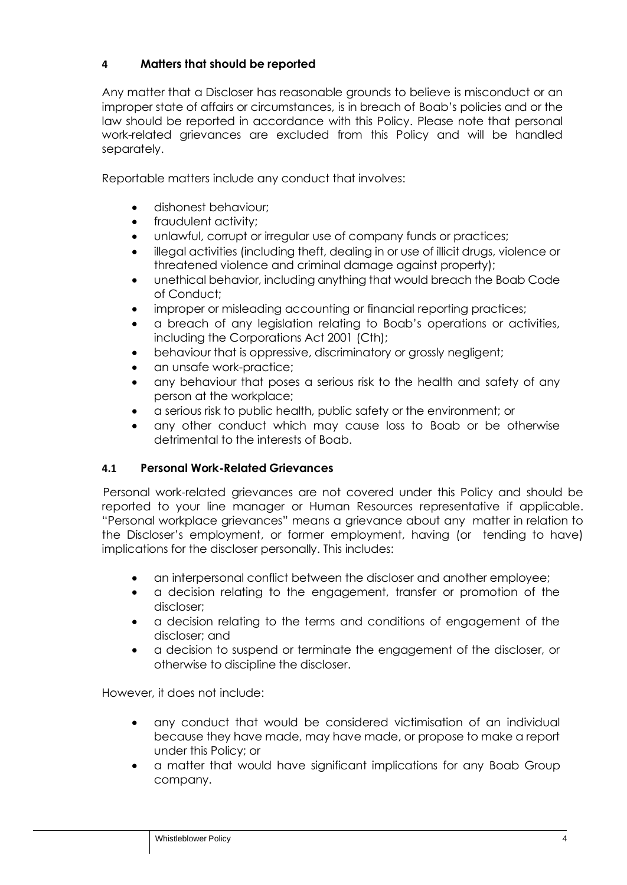## 4 Matters that should be reported

Any matter that a Discloser has reasonable grounds to believe is misconduct or an improper state of affairs or circumstances, is in breach of Boab's policies and or the law should be reported in accordance with this Policy. Please note that personal work-related grievances are excluded from this Policy and will be handled separately.

Reportable matters include any conduct that involves:

- dishonest behaviour;
- fraudulent activity;
- unlawful, corrupt or irregular use of company funds or practices;
- illegal activities (including theft, dealing in or use of illicit drugs, violence or threatened violence and criminal damage against property);
- unethical behavior, including anything that would breach the Boab Code of Conduct;
- improper or misleading accounting or financial reporting practices;
- a breach of any legislation relating to Boab's operations or activities, including the Corporations Act 2001 (Cth);
- behaviour that is oppressive, discriminatory or grossly negligent;
- an unsafe work-practice;
- any behaviour that poses a serious risk to the health and safety of any person at the workplace;
- a serious risk to public health, public safety or the environment; or
- any other conduct which may cause loss to Boab or be otherwise detrimental to the interests of Boab.

### 4.1 Personal Work-Related Grievances

Personal work-related grievances are not covered under this Policy and should be reported to your line manager or Human Resources representative if applicable. "Personal workplace grievances" means a grievance about any matter in relation to the Discloser's employment, or former employment, having (or tending to have) implications for the discloser personally. This includes:

- an interpersonal conflict between the discloser and another employee;
- a decision relating to the engagement, transfer or promotion of the discloser;
- a decision relating to the terms and conditions of engagement of the discloser; and
- a decision to suspend or terminate the engagement of the discloser, or otherwise to discipline the discloser.

However, it does not include:

- any conduct that would be considered victimisation of an individual because they have made, may have made, or propose to make a report under this Policy; or
- a matter that would have significant implications for any Boab Group company.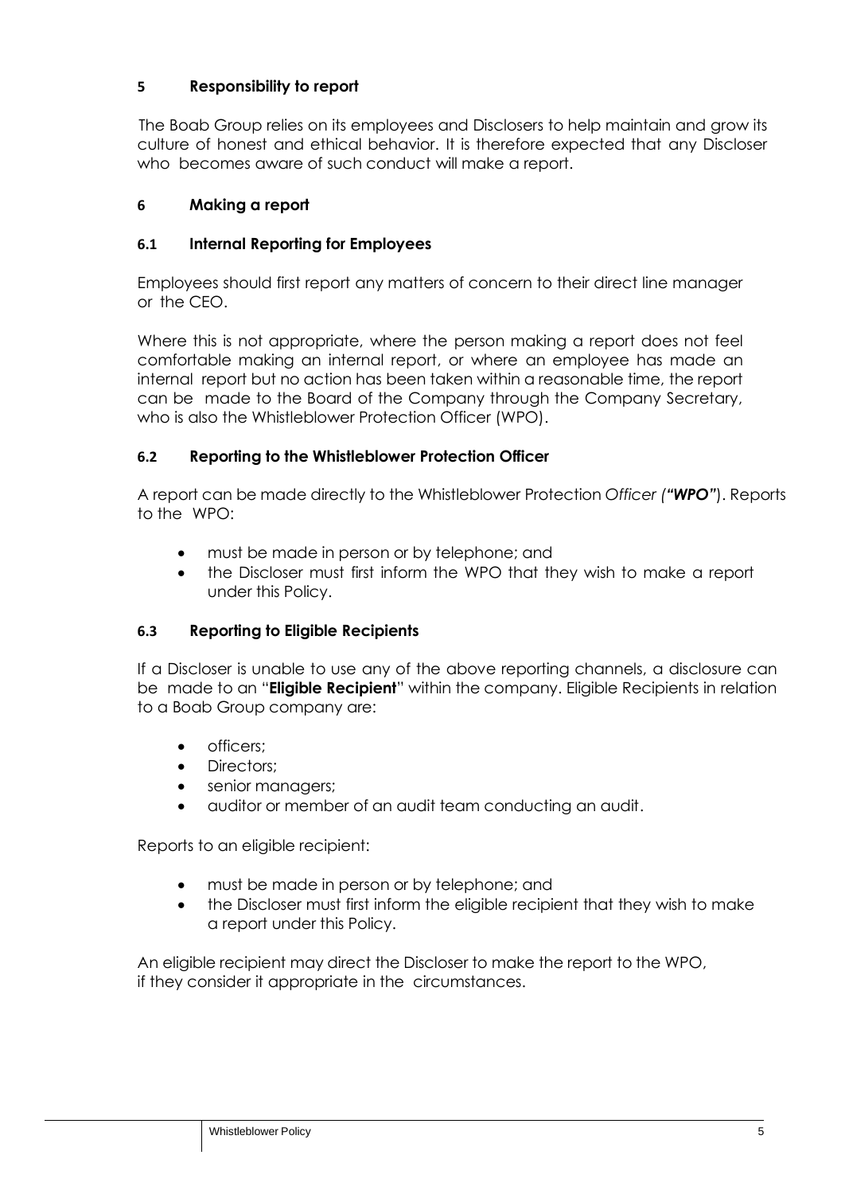## 5 Responsibility to report

The Boab Group relies on its employees and Disclosers to help maintain and grow its culture of honest and ethical behavior. It is therefore expected that any Discloser who becomes aware of such conduct will make a report.

## 6 Making a report

### 6.1 Internal Reporting for Employees

Employees should first report any matters of concern to their direct line manager or the CEO.

Where this is not appropriate, where the person making a report does not feel comfortable making an internal report, or where an employee has made an internal report but no action has been taken within a reasonable time, the report can be made to the Board of the Company through the Company Secretary, who is also the Whistleblower Protection Officer (WPO).

### 6.2 Reporting to the Whistleblower Protection Officer

A report can be made directly to the Whistleblower Protection *Officer (**"WPO"***). Reports to the WPO:

- must be made in person or by telephone; and
- the Discloser must first inform the WPO that they wish to make a report under this Policy.

### 6.3 Reporting to Eligible Recipients

If a Discloser is unable to use any of the above reporting channels, a disclosure can be made to an "**Eligible Recipient**" within the company. Eligible Recipients in relation to a Boab Group company are:

- officers;
- Directors;
- senior managers;
- auditor or member of an audit team conducting an audit.

Reports to an eligible recipient:

- must be made in person or by telephone; and
- the Discloser must first inform the eligible recipient that they wish to make a report under this Policy.

An eligible recipient may direct the Discloser to make the report to the WPO, if they consider it appropriate in the circumstances.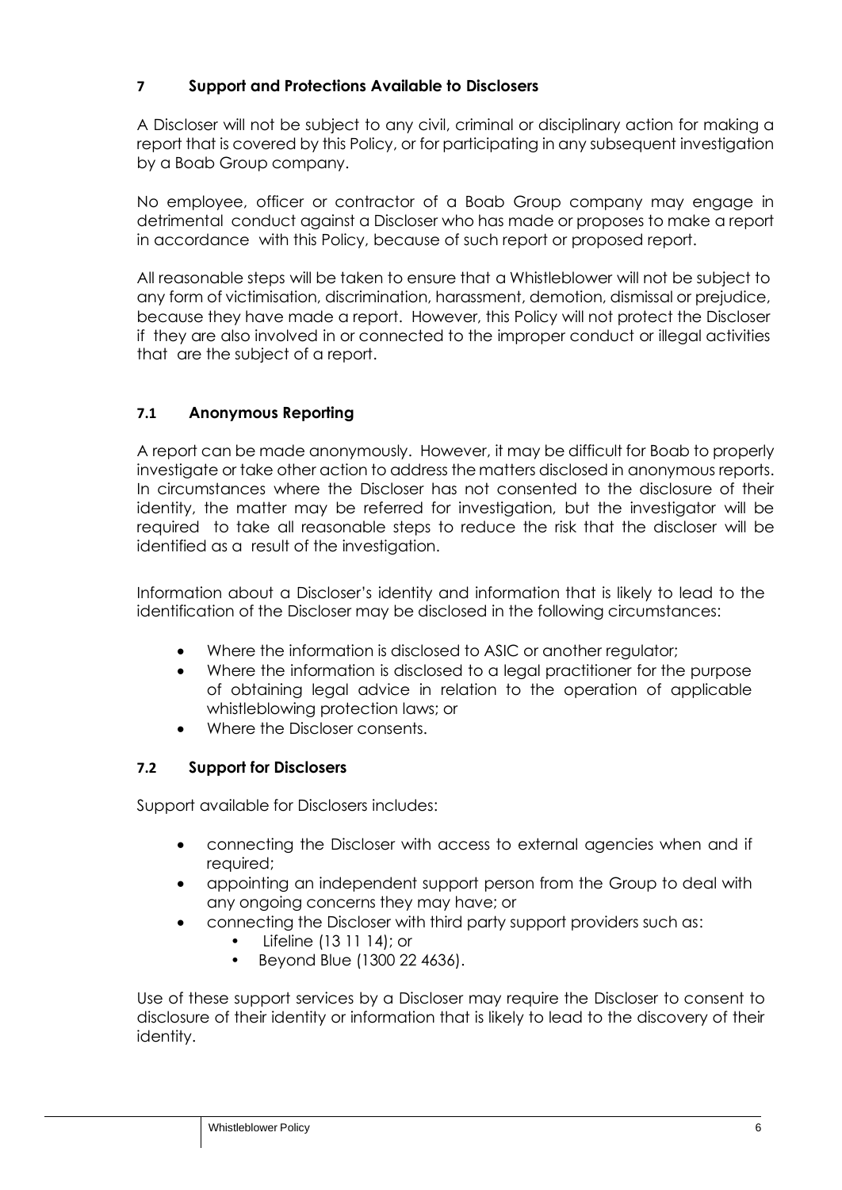## 7 Support and Protections Available to Disclosers

A Discloser will not be subject to any civil, criminal or disciplinary action for making a report that is covered by this Policy, or for participating in any subsequent investigation by a Boab Group company.

No employee, officer or contractor of a Boab Group company may engage in detrimental conduct against a Discloser who has made or proposes to make a report in accordance with this Policy, because of such report or proposed report.

All reasonable steps will be taken to ensure that a Whistleblower will not be subject to any form of victimisation, discrimination, harassment, demotion, dismissal or prejudice, because they have made a report. However, this Policy will not protect the Discloser if they are also involved in or connected to the improper conduct or illegal activities that are the subject of a report.

### 7.1 Anonymous Reporting

A report can be made anonymously. However, it may be difficult for Boab to properly investigate or take other action to address the matters disclosed in anonymous reports. In circumstances where the Discloser has not consented to the disclosure of their identity, the matter may be referred for investigation, but the investigator will be required to take all reasonable steps to reduce the risk that the discloser will be identified as a result of the investigation.

Information about a Discloser's identity and information that is likely to lead to the identification of the Discloser may be disclosed in the following circumstances:

- Where the information is disclosed to ASIC or another regulator;
- Where the information is disclosed to a legal practitioner for the purpose of obtaining legal advice in relation to the operation of applicable whistleblowing protection laws; or
- Where the Discloser consents.

### 7.2 Support for Disclosers

Support available for Disclosers includes:

- connecting the Discloser with access to external agencies when and if required;
- appointing an independent support person from the Group to deal with any ongoing concerns they may have; or
- connecting the Discloser with third party support providers such as:
  - Lifeline (13 11 14); or
  - Beyond Blue (1300 22 4636).

Use of these support services by a Discloser may require the Discloser to consent to disclosure of their identity or information that is likely to lead to the discovery of their identity.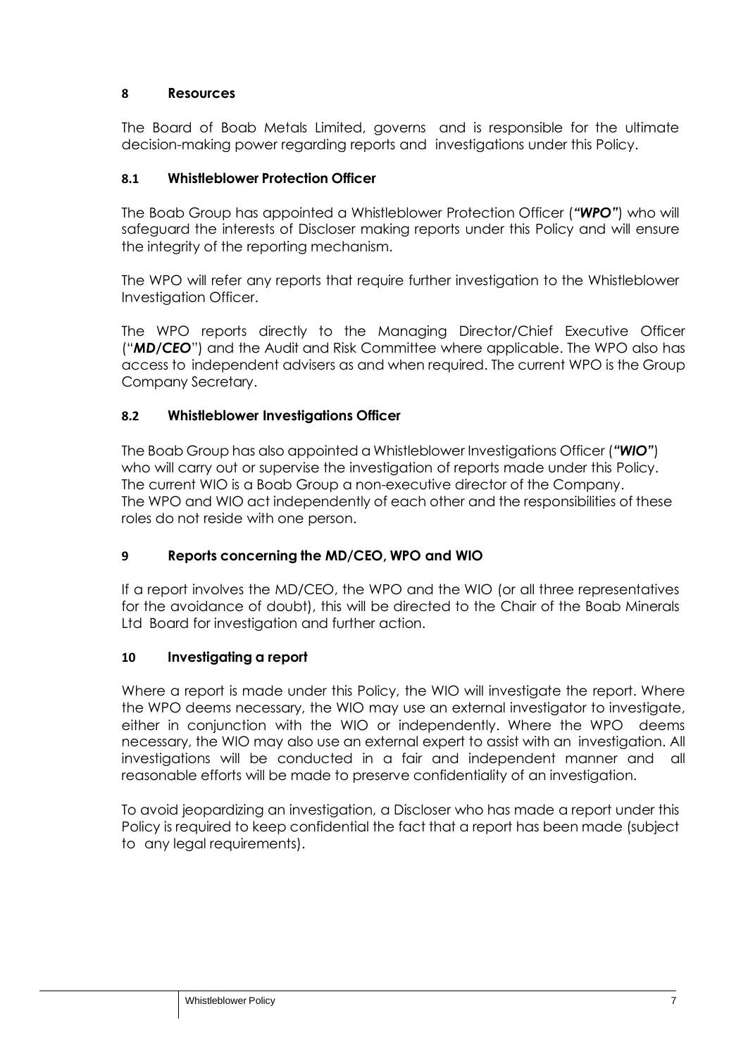## 8 Resources

The Board of Boab Metals Limited, governs and is responsible for the ultimate decision-making power regarding reports and investigations under this Policy.

### 8.1 Whistleblower Protection Officer

The Boab Group has appointed a Whistleblower Protection Officer (***"WPO"***) who will safeguard the interests of Discloser making reports under this Policy and will ensure the integrity of the reporting mechanism.

The WPO will refer any reports that require further investigation to the Whistleblower Investigation Officer.

The WPO reports directly to the Managing Director/Chief Executive Officer ("***MD/CEO***") and the Audit and Risk Committee where applicable. The WPO also has access to independent advisers as and when required. The current WPO is the Group Company Secretary.

### 8.2 Whistleblower Investigations Officer

The Boab Group has also appointed a Whistleblower Investigations Officer (***"WIO"***) who will carry out or supervise the investigation of reports made under this Policy. The current WIO is a Boab Group a non-executive director of the Company. The WPO and WIO act independently of each other and the responsibilities of these roles do not reside with one person.

## 9 Reports concerning the MD/CEO, WPO and WIO

If a report involves the MD/CEO, the WPO and the WIO (or all three representatives for the avoidance of doubt), this will be directed to the Chair of the Boab Minerals Ltd Board for investigation and further action.

## 10 Investigating a report

Where a report is made under this Policy, the WIO will investigate the report. Where the WPO deems necessary, the WIO may use an external investigator to investigate, either in conjunction with the WIO or independently. Where the WPO deems necessary, the WIO may also use an external expert to assist with an investigation. All investigations will be conducted in a fair and independent manner and all reasonable efforts will be made to preserve confidentiality of an investigation.

To avoid jeopardizing an investigation, a Discloser who has made a report under this Policy is required to keep confidential the fact that a report has been made (subject to any legal requirements).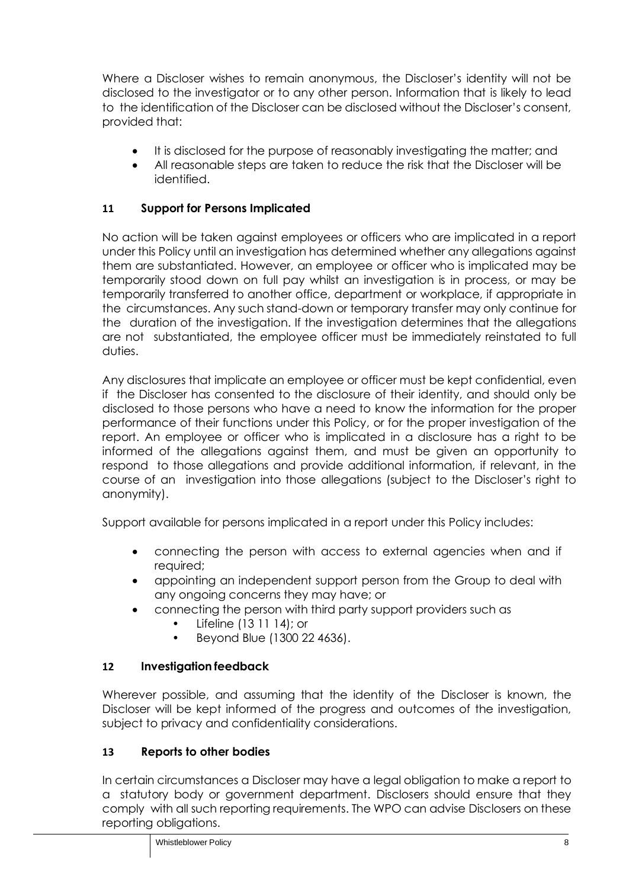Where a Discloser wishes to remain anonymous, the Discloser's identity will not be disclosed to the investigator or to any other person. Information that is likely to lead to the identification of the Discloser can be disclosed without the Discloser's consent, provided that:

- It is disclosed for the purpose of reasonably investigating the matter; and
- All reasonable steps are taken to reduce the risk that the Discloser will be identified.

## 11 Support for Persons Implicated

No action will be taken against employees or officers who are implicated in a report under this Policy until an investigation has determined whether any allegations against them are substantiated. However, an employee or officer who is implicated may be temporarily stood down on full pay whilst an investigation is in process, or may be temporarily transferred to another office, department or workplace, if appropriate in the circumstances. Any such stand-down or temporary transfer may only continue for the duration of the investigation. If the investigation determines that the allegations are not substantiated, the employee officer must be immediately reinstated to full duties.

Any disclosures that implicate an employee or officer must be kept confidential, even if the Discloser has consented to the disclosure of their identity, and should only be disclosed to those persons who have a need to know the information for the proper performance of their functions under this Policy, or for the proper investigation of the report. An employee or officer who is implicated in a disclosure has a right to be informed of the allegations against them, and must be given an opportunity to respond to those allegations and provide additional information, if relevant, in the course of an investigation into those allegations (subject to the Discloser's right to anonymity).

Support available for persons implicated in a report under this Policy includes:

- connecting the person with access to external agencies when and if required;
- appointing an independent support person from the Group to deal with any ongoing concerns they may have; or
- connecting the person with third party support providers such as
  - Lifeline (13 11 14); or
  - Beyond Blue (1300 22 4636).

## 12 Investigation feedback

Wherever possible, and assuming that the identity of the Discloser is known, the Discloser will be kept informed of the progress and outcomes of the investigation, subject to privacy and confidentiality considerations.

## 13 Reports to other bodies

In certain circumstances a Discloser may have a legal obligation to make a report to a statutory body or government department. Disclosers should ensure that they comply with all such reporting requirements. The WPO can advise Disclosers on these reporting obligations.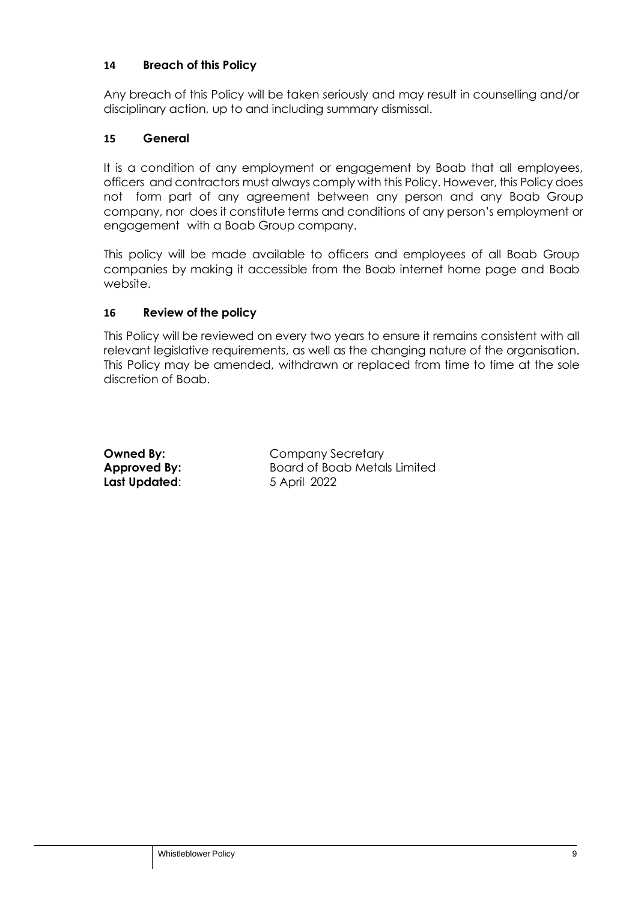## 14 Breach of this Policy

Any breach of this Policy will be taken seriously and may result in counselling and/or disciplinary action, up to and including summary dismissal.

## 15 General

It is a condition of any employment or engagement by Boab that all employees, officers and contractors must always comply with this Policy. However, this Policy does not form part of any agreement between any person and any Boab Group company, nor does it constitute terms and conditions of any person's employment or engagement with a Boab Group company.

This policy will be made available to officers and employees of all Boab Group companies by making it accessible from the Boab internet home page and Boab website.

## 16 Review of the policy

This Policy will be reviewed on every two years to ensure it remains consistent with all relevant legislative requirements, as well as the changing nature of the organisation. This Policy may be amended, withdrawn or replaced from time to time at the sole discretion of Boab.

**Owned By:** Company Secretary
**Approved By:** Board of Boab Metals Limited
**Last Updated**: 5 April 2022